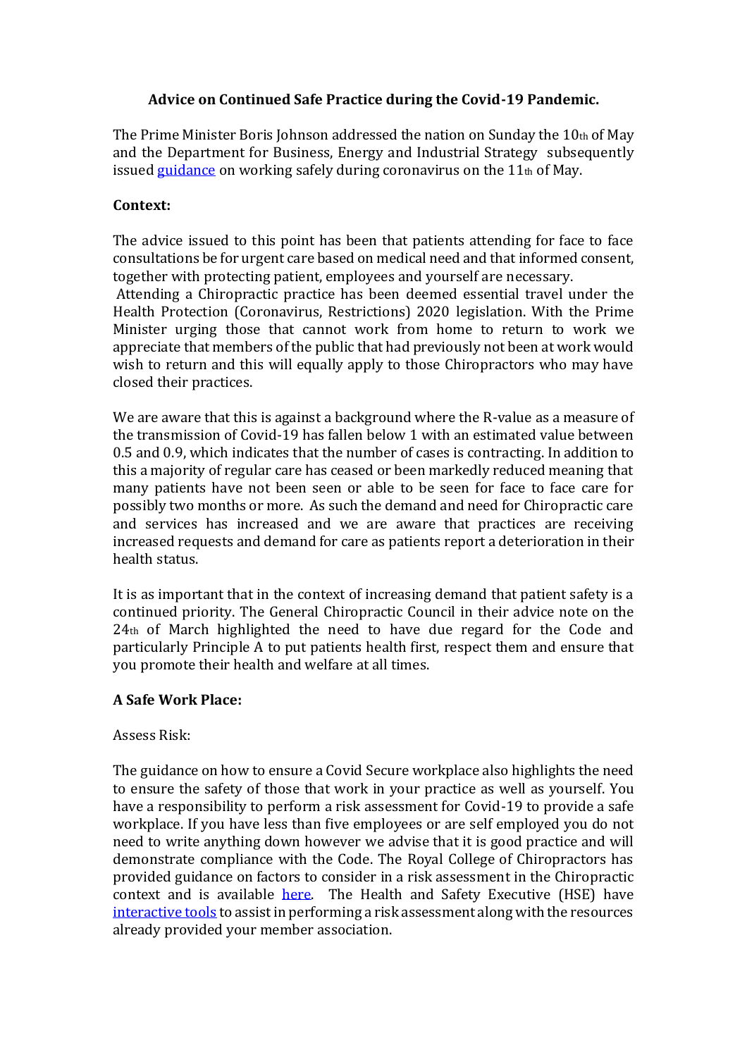# Advice on Continued Safe Practice during the Covid-19 Pandemic.

The Prime Minister Boris Johnson addressed the nation on Sunday the 10th of May and the Department for Business, Energy and Industrial Strategy subsequently issued guidance on working safely during coronavirus on the 11th of May.

**Context:**

The advice issued to this point has been that patients attending for face to face consultations be for urgent care based on medical need and that informed consent, together with protecting patient, employees and yourself are necessary.
Attending a Chiropractic practice has been deemed essential travel under the Health Protection (Coronavirus, Restrictions) 2020 legislation. With the Prime Minister urging those that cannot work from home to return to work we appreciate that members of the public that had previously not been at work would wish to return and this will equally apply to those Chiropractors who may have closed their practices.

We are aware that this is against a background where the R-value as a measure of the transmission of Covid-19 has fallen below 1 with an estimated value between 0.5 and 0.9, which indicates that the number of cases is contracting. In addition to this a majority of regular care has ceased or been markedly reduced meaning that many patients have not been seen or able to be seen for face to face care for possibly two months or more. As such the demand and need for Chiropractic care and services has increased and we are aware that practices are receiving increased requests and demand for care as patients report a deterioration in their health status.

It is as important that in the context of increasing demand that patient safety is a continued priority. The General Chiropractic Council in their advice note on the 24th of March highlighted the need to have due regard for the Code and particularly Principle A to put patients health first, respect them and ensure that you promote their health and welfare at all times.

**A Safe Work Place:**

Assess Risk:

The guidance on how to ensure a Covid Secure workplace also highlights the need to ensure the safety of those that work in your practice as well as yourself. You have a responsibility to perform a risk assessment for Covid-19 to provide a safe workplace. If you have less than five employees or are self employed you do not need to write anything down however we advise that it is good practice and will demonstrate compliance with the Code. The Royal College of Chiropractors has provided guidance on factors to consider in a risk assessment in the Chiropractic context and is available here. The Health and Safety Executive (HSE) have interactive tools to assist in performing a risk assessment along with the resources already provided your member association.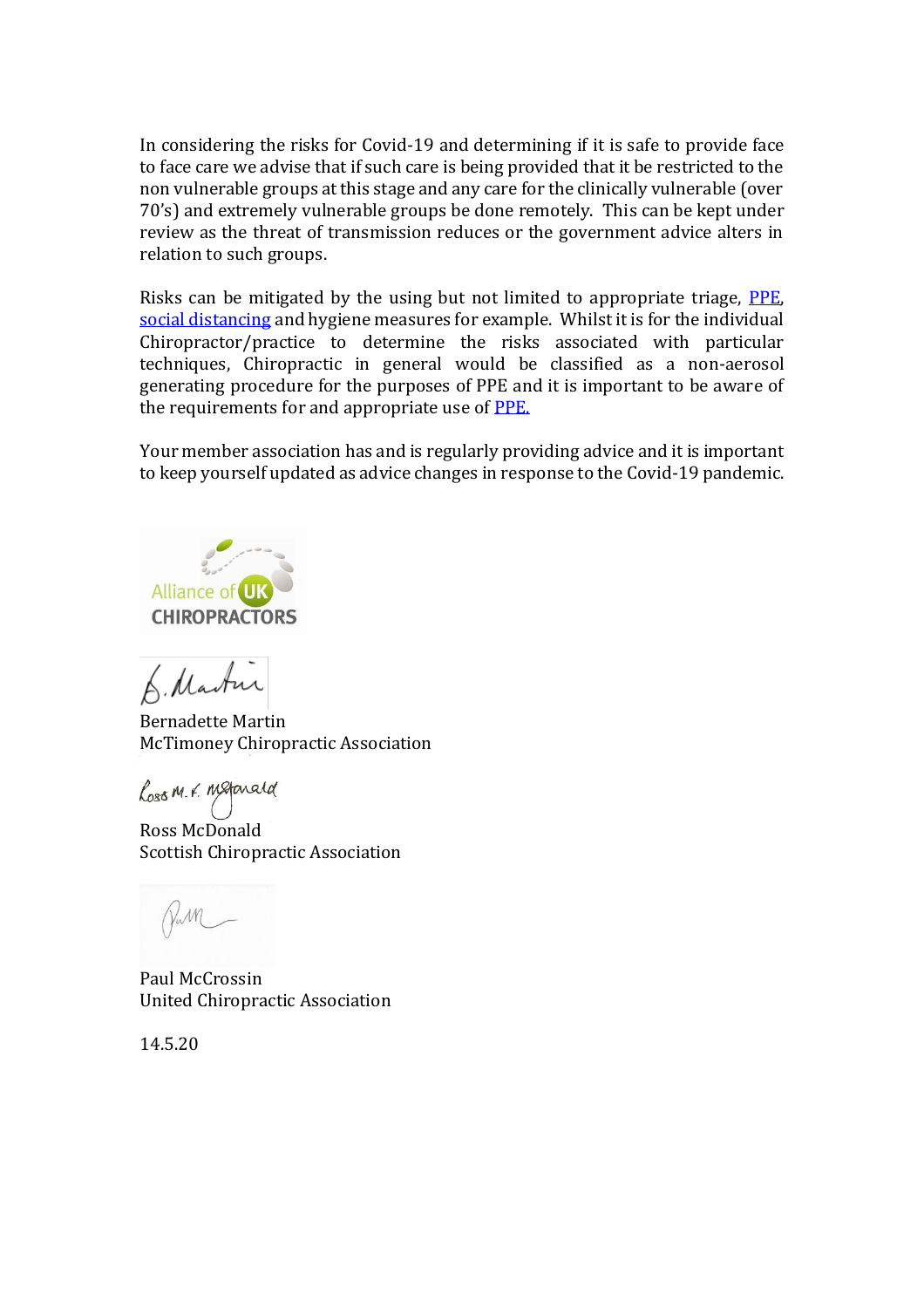In considering the risks for Covid-19 and determining if it is safe to provide face to face care we advise that if such care is being provided that it be restricted to the non vulnerable groups at this stage and any care for the clinically vulnerable (over 70's) and extremely vulnerable groups be done remotely. This can be kept under review as the threat of transmission reduces or the government advice alters in relation to such groups.

Risks can be mitigated by the using but not limited to appropriate triage, PPE, social distancing and hygiene measures for example. Whilst it is for the individual Chiropractor/practice to determine the risks associated with particular techniques, Chiropractic in general would be classified as a non-aerosol generating procedure for the purposes of PPE and it is important to be aware of the requirements for and appropriate use of PPE.

Your member association has and is regularly providing advice and it is important to keep yourself updated as advice changes in response to the Covid-19 pandemic.

Alliance of UK CHIROPRACTORS

Bernadette Martin
McTimoney Chiropractic Association

Ross McDonald
Scottish Chiropractic Association

Paul McCrossin
United Chiropractic Association

14.5.20